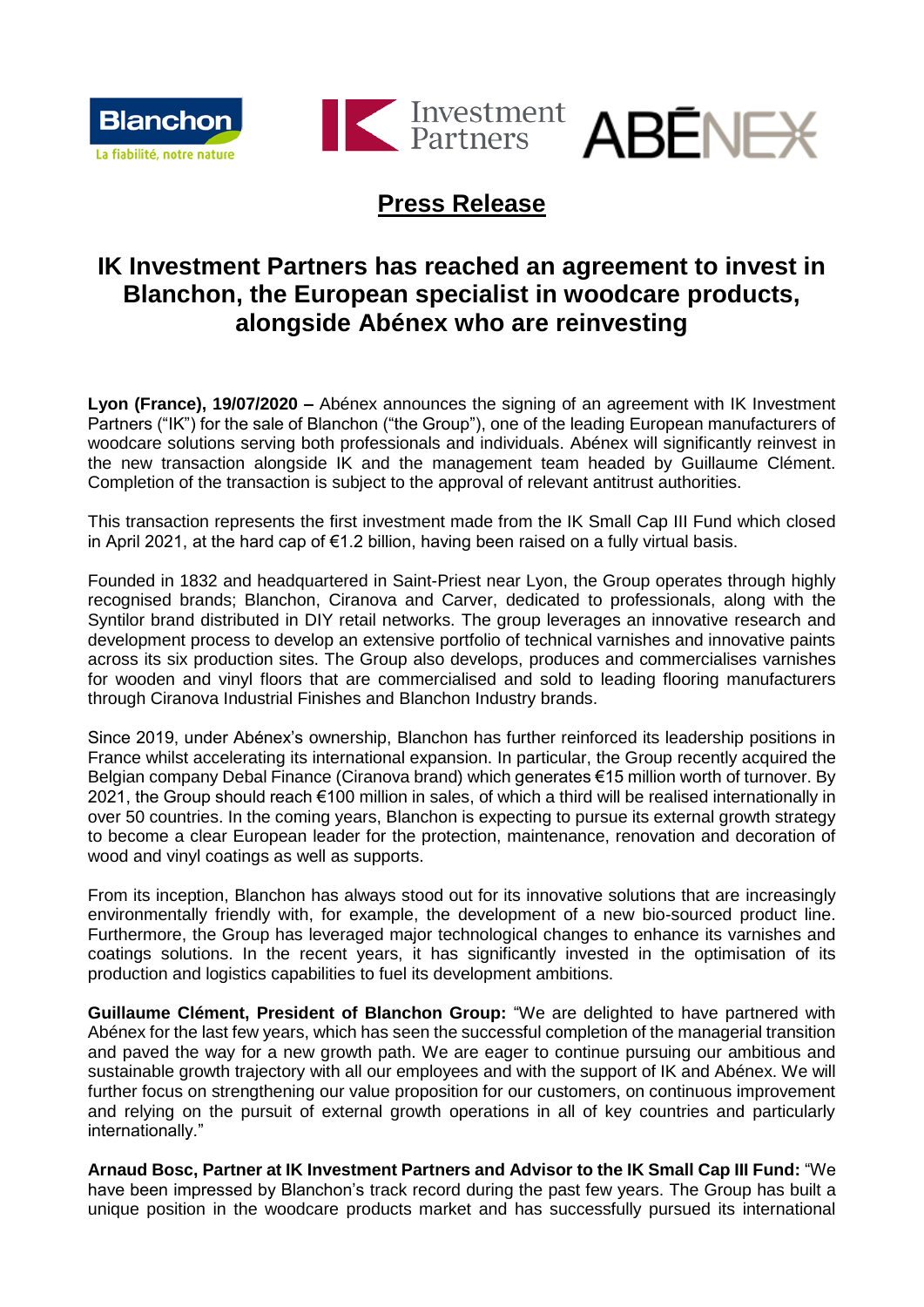# Press Release

## IK Investment Partners has reached an agreement to invest in Blanchon, the European specialist in woodcare products, alongside Abénex who are reinvesting

**Lyon (France), 19/07/2020 –** Abénex announces the signing of an agreement with IK Investment Partners ("IK") for the sale of Blanchon ("the Group"), one of the leading European manufacturers of woodcare solutions serving both professionals and individuals. Abénex will significantly reinvest in the new transaction alongside IK and the management team headed by Guillaume Clément. Completion of the transaction is subject to the approval of relevant antitrust authorities.

This transaction represents the first investment made from the IK Small Cap III Fund which closed in April 2021, at the hard cap of €1.2 billion, having been raised on a fully virtual basis.

Founded in 1832 and headquartered in Saint-Priest near Lyon, the Group operates through highly recognised brands; Blanchon, Ciranova and Carver, dedicated to professionals, along with the Syntilor brand distributed in DIY retail networks. The group leverages an innovative research and development process to develop an extensive portfolio of technical varnishes and innovative paints across its six production sites. The Group also develops, produces and commercialises varnishes for wooden and vinyl floors that are commercialised and sold to leading flooring manufacturers through Ciranova Industrial Finishes and Blanchon Industry brands.

Since 2019, under Abénex's ownership, Blanchon has further reinforced its leadership positions in France whilst accelerating its international expansion. In particular, the Group recently acquired the Belgian company Debal Finance (Ciranova brand) which generates €15 million worth of turnover. By 2021, the Group should reach €100 million in sales, of which a third will be realised internationally in over 50 countries. In the coming years, Blanchon is expecting to pursue its external growth strategy to become a clear European leader for the protection, maintenance, renovation and decoration of wood and vinyl coatings as well as supports.

From its inception, Blanchon has always stood out for its innovative solutions that are increasingly environmentally friendly with, for example, the development of a new bio-sourced product line. Furthermore, the Group has leveraged major technological changes to enhance its varnishes and coatings solutions. In the recent years, it has significantly invested in the optimisation of its production and logistics capabilities to fuel its development ambitions.

**Guillaume Clément, President of Blanchon Group:** "We are delighted to have partnered with Abénex for the last few years, which has seen the successful completion of the managerial transition and paved the way for a new growth path. We are eager to continue pursuing our ambitious and sustainable growth trajectory with all our employees and with the support of IK and Abénex. We will further focus on strengthening our value proposition for our customers, on continuous improvement and relying on the pursuit of external growth operations in all of key countries and particularly internationally."

**Arnaud Bosc, Partner at IK Investment Partners and Advisor to the IK Small Cap III Fund:** "We have been impressed by Blanchon's track record during the past few years. The Group has built a unique position in the woodcare products market and has successfully pursued its international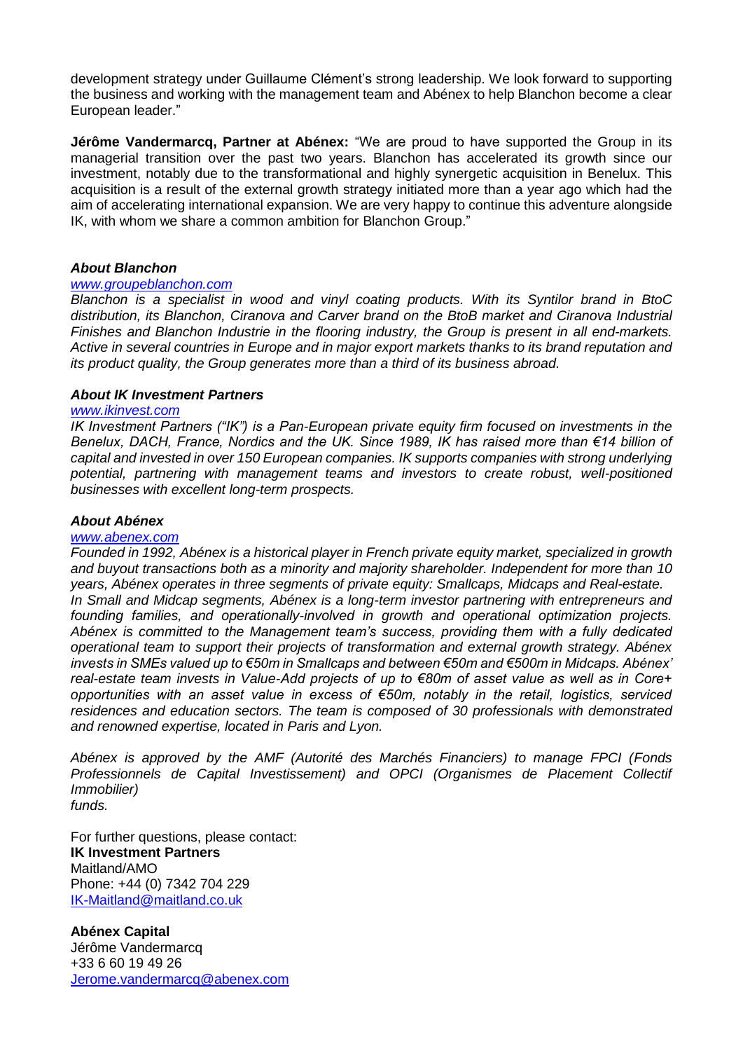development strategy under Guillaume Clément's strong leadership. We look forward to supporting the business and working with the management team and Abénex to help Blanchon become a clear European leader."

**Jérôme Vandermarcq, Partner at Abénex:** "We are proud to have supported the Group in its managerial transition over the past two years. Blanchon has accelerated its growth since our investment, notably due to the transformational and highly synergetic acquisition in Benelux. This acquisition is a result of the external growth strategy initiated more than a year ago which had the aim of accelerating international expansion. We are very happy to continue this adventure alongside IK, with whom we share a common ambition for Blanchon Group."

### *About Blanchon*

*[www.groupeblanchon.com](http://www.groupeblanchon.com)*

*Blanchon is a specialist in wood and vinyl coating products. With its Syntilor brand in BtoC distribution, its Blanchon, Ciranova and Carver brand on the BtoB market and Ciranova Industrial Finishes and Blanchon Industrie in the flooring industry, the Group is present in all end-markets. Active in several countries in Europe and in major export markets thanks to its brand reputation and its product quality, the Group generates more than a third of its business abroad.*

### *About IK Investment Partners*

*[www.ikinvest.com](http://www.ikinvest.com)*

*IK Investment Partners ("IK") is a Pan-European private equity firm focused on investments in the Benelux, DACH, France, Nordics and the UK. Since 1989, IK has raised more than €14 billion of capital and invested in over 150 European companies. IK supports companies with strong underlying potential, partnering with management teams and investors to create robust, well-positioned businesses with excellent long-term prospects.*

### *About Abénex*

*[www.abenex.com](http://www.abenex.com)*

*Founded in 1992, Abénex is a historical player in French private equity market, specialized in growth and buyout transactions both as a minority and majority shareholder. Independent for more than 10 years, Abénex operates in three segments of private equity: Smallcaps, Midcaps and Real-estate.*
*In Small and Midcap segments, Abénex is a long-term investor partnering with entrepreneurs and founding families, and operationally-involved in growth and operational optimization projects. Abénex is committed to the Management team's success, providing them with a fully dedicated operational team to support their projects of transformation and external growth strategy. Abénex invests in SMEs valued up to €50m in Smallcaps and between €50m and €500m in Midcaps. Abénex' real-estate team invests in Value-Add projects of up to €80m of asset value as well as in Core+ opportunities with an asset value in excess of €50m, notably in the retail, logistics, serviced residences and education sectors. The team is composed of 30 professionals with demonstrated and renowned expertise, located in Paris and Lyon.*

*Abénex is approved by the AMF (Autorité des Marchés Financiers) to manage FPCI (Fonds Professionnels de Capital Investissement) and OPCI (Organismes de Placement Collectif Immobilier) funds.*

For further questions, please contact:
**IK Investment Partners**
Maitland/AMO
Phone: +44 (0) 7342 704 229
[IK-Maitland@maitland.co.uk](mailto:IK-Maitland@maitland.co.uk)

**Abénex Capital**
Jérôme Vandermarcq
+33 6 60 19 49 26
[Jerome.vandermarcq@abenex.com](mailto:Jerome.vandermarcq@abenex.com)